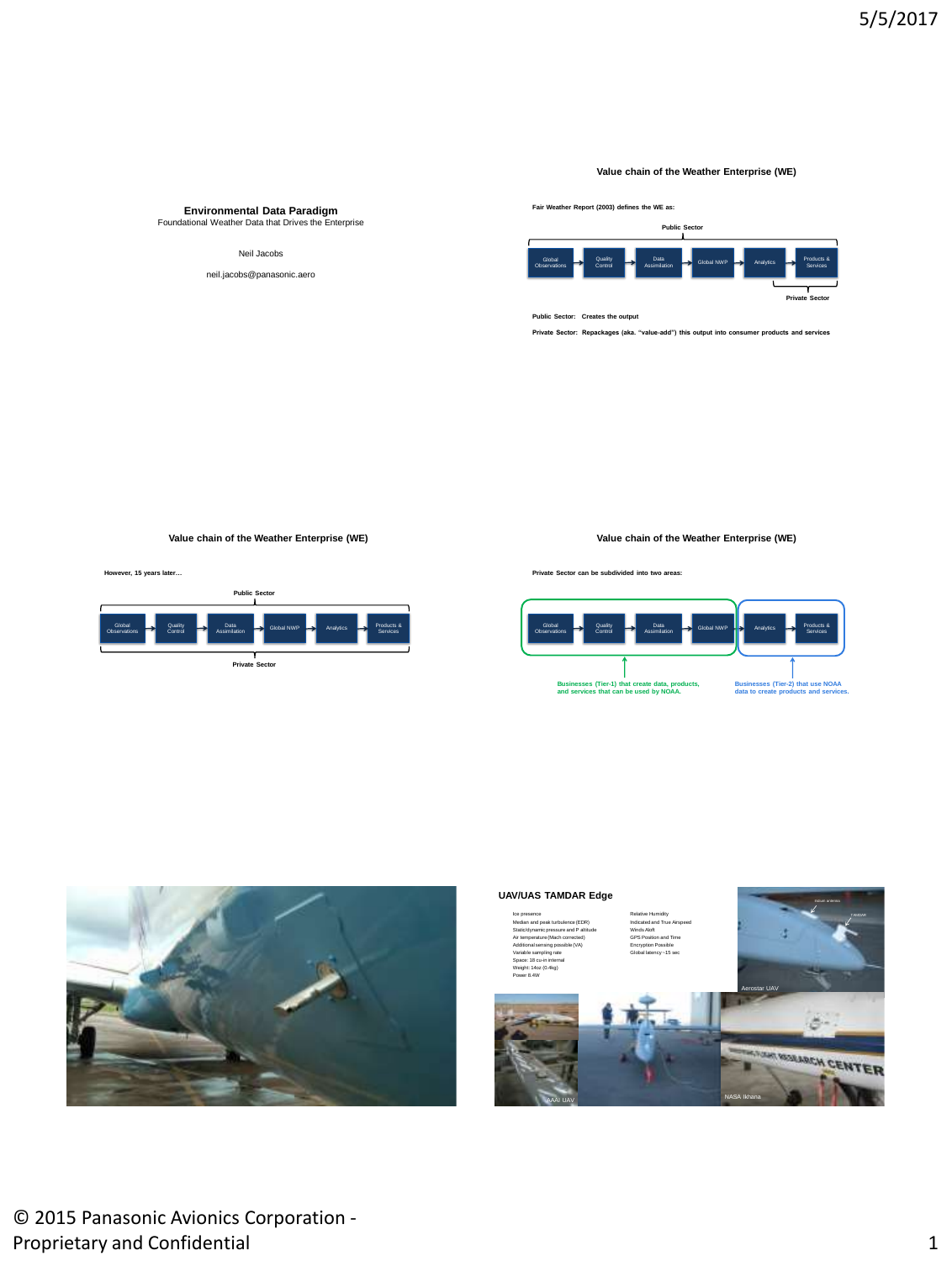## Environmental Data Paradigm

Foundational Weather Data that Drives the Enterprise

Neil Jacobs

neil.jacobs@panasonic.aero

## Value chain of the Weather Enterprise (WE)

**Fair Weather Report (2003) defines the WE as:**

**Public Sector**

Global Observations → Quality Control → Data Assimilation → Global NWP → Analytics → Products & Services

**Private Sector**

**Public Sector: Creates the output**

**Private Sector: Repackages (aka. "value-add") this output into consumer products and services**

## Value chain of the Weather Enterprise (WE)

**However, 15 years later…**

**Public Sector**

Global Observations → Quality Control → Data Assimilation → Global NWP → Analytics → Products & Services

**Private Sector**

## Value chain of the Weather Enterprise (WE)

**Private Sector can be subdivided into two areas:**

Global Observations → Quality Control → Data Assimilation → Global NWP → Analytics → Products & Services

**Businesses (Tier-1) that create data, products, and services that can be used by NOAA.**

**Businesses (Tier-2) that use NOAA data to create products and services.**

## UAV/UAS TAMDAR Edge

- Ice presence
- Median and peak turbulence (EDR)
- Static/dynamic pressure and P altitude
- Air temperature (Mach corrected)
- Additional sensing possible (VA)
- Variable sampling rate
- Space: 18 cu-in internal
- Weight: 14oz (0.4kg)
- Power 8.4W
- Relative Humidity
- Indicated and True Airspeed
- Winds Aloft
- GPS Position and Time
- Encryption Possible
- Global latency ~15 sec

Aerostar UAV

AAI UAV

NASA Ikhana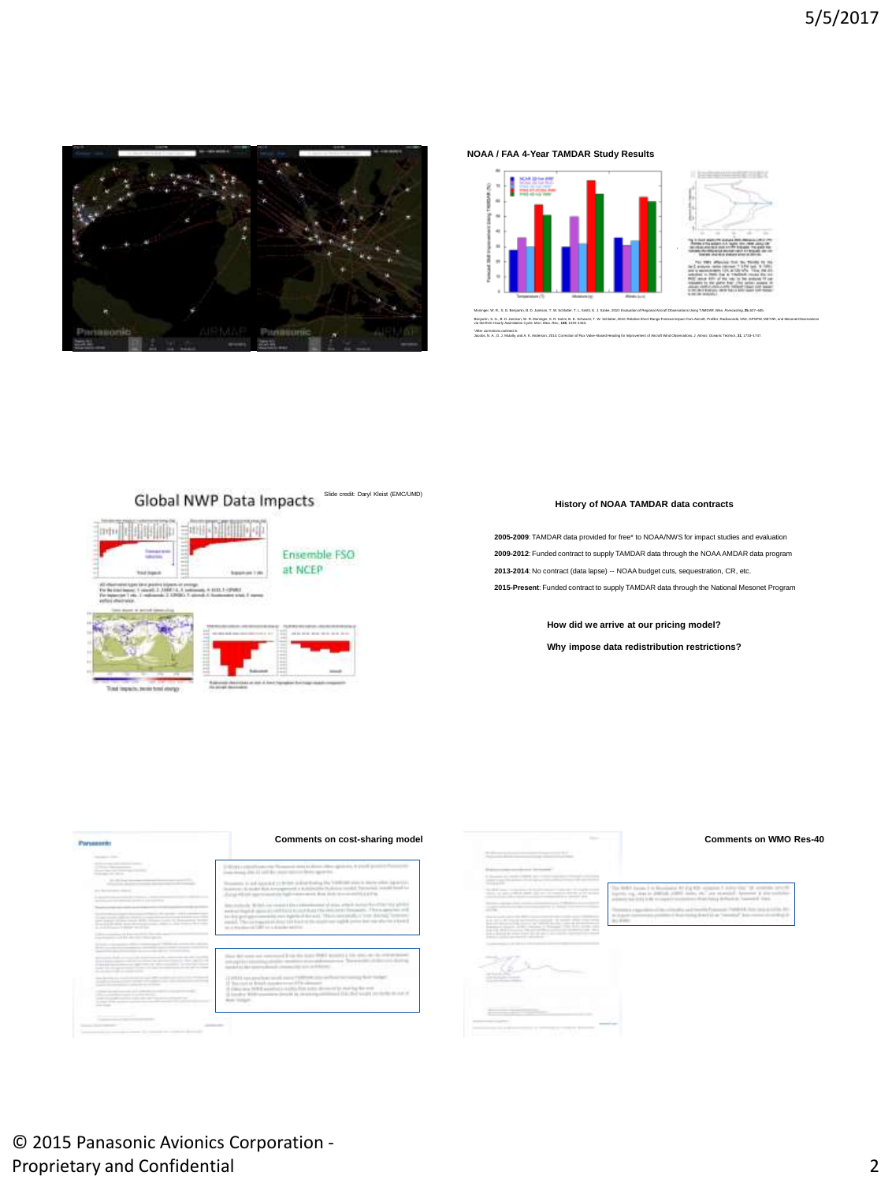## NOAA / FAA 4-Year TAMDAR Study Results

Moninger, W. R., S. G. Benjamin, B. D. Jamison, T. W. Schlatter, T. L. Smith, E. J. Szoke, 2010: Evaluation of Regional Aircraft Observations Using TAMDAR. Wea. Forecasting, 25, 627–645.

Benjamin, S. G., B. D. Jamison, W. R. Moninger, S. R. Sahm, B. E. Schwartz, T. W. Schlatter, 2010: Relative Short-Range Forecast Impact from Aircraft, Profiler, Radiosonde, VAD, GPS-PW, METAR, and Mesonet Observations via the RUC Hourly Assimilation Cycle. Mon. Wea. Rev., 138, 1319–1343.

Jacobs, N. A., D. J. Mulally, and A. K. Anderson, 2014: Correction of Flux Valve-Based Heading for Improvement of Aircraft Wind Observations. J. Atmos. Oceanic Technol., 31, 1723–1737.

## Global NWP Data Impacts

Slide credit: Daryl Kleist (EMC/UMD)

Ensemble FSO at NCEP

## History of NOAA TAMDAR data contracts

**2005-2009**: TAMDAR data provided for free* to NOAA/NWS for impact studies and evaluation

**2009-2012**: Funded contract to supply TAMDAR data through the NOAA AMDAR data program

**2013-2014**: No contract (data lapse) -- NOAA budget cuts, sequestration, CR, etc.

**2015-Present**: Funded contract to supply TAMDAR data through the National Mesonet Program

**How did we arrive at our pricing model?**

**Why impose data redistribution restrictions?**

## Comments on cost-sharing model

## Comments on WMO Res-40

© 2015 Panasonic Avionics Corporation - Proprietary and Confidential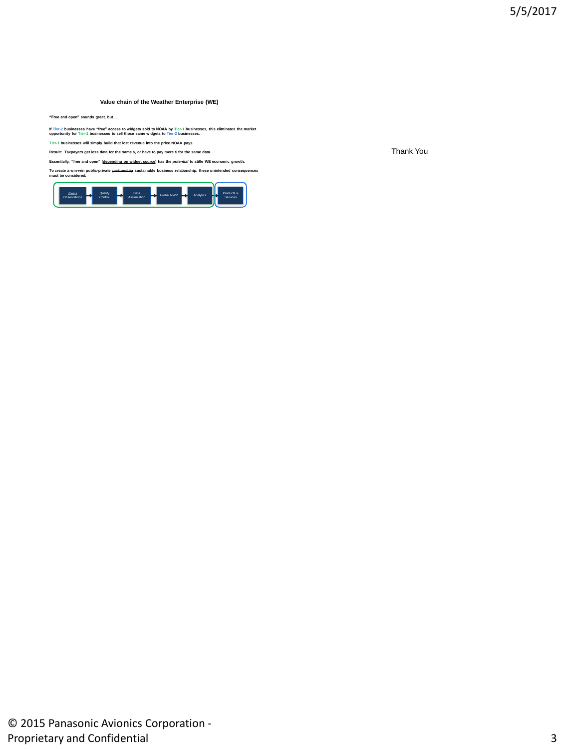**Value chain of the Weather Enterprise (WE)**

**"Free and open" sounds great, but…**

**If Tier-2 businesses have "free" access to widgets sold to NOAA by Tier-1 businesses, this eliminates the market opportunity for Tier-1 businesses to sell those same widgets to Tier-2 businesses.**

**Tier-1 businesses will simply build that lost revenue into the price NOAA pays.**

**Result: Taxpayers get less data for the same $, or have to pay more $ for the same data.**

**Essentially, "free and open" (depending on widget source) has the *potential* to stifle WE economic growth.**

**To create a win-win public-private partnership sustainable business relationship, these unintended consequences must be considered.**

Global Observations → Quality Control → Data Assimilation → Global NWP → Analytics → Products & Services

Thank You

© 2015 Panasonic Avionics Corporation - Proprietary and Confidential